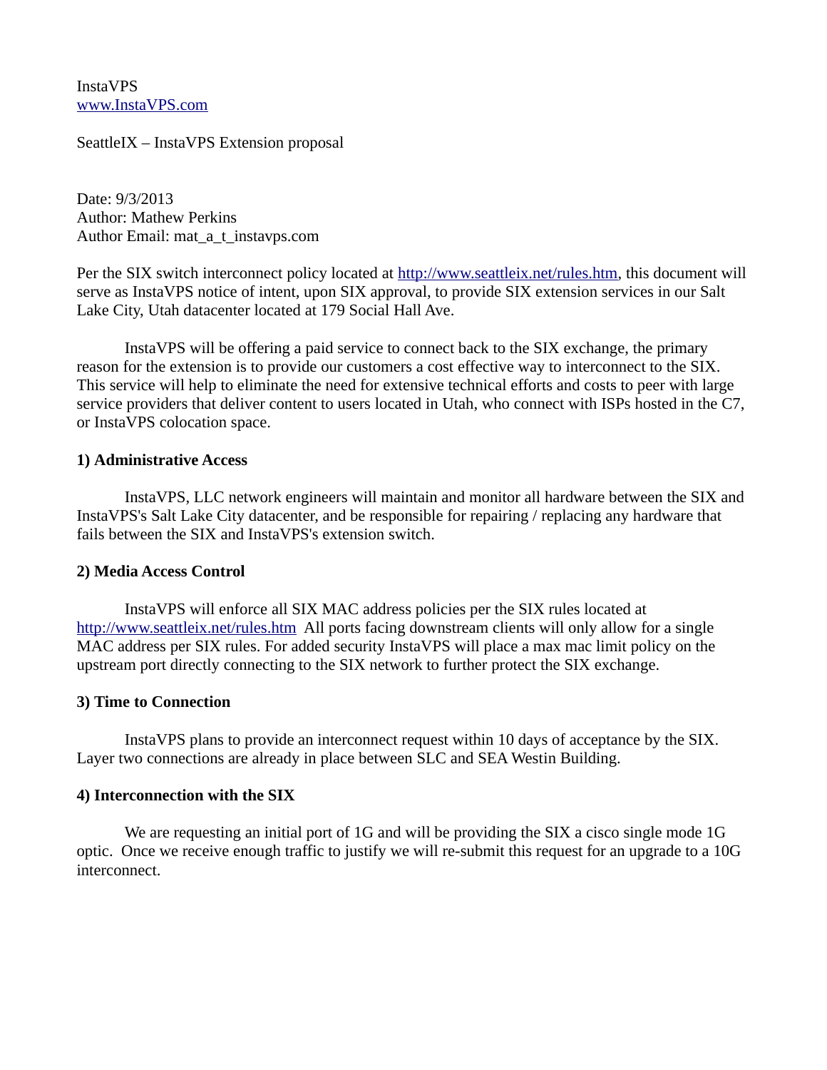InstaVPS
[www.InstaVPS.com](http://www.InstaVPS.com)

SeattleIX – InstaVPS Extension proposal

Date: 9/3/2013
Author: Mathew Perkins
Author Email: mat_a_t_instavps.com

Per the SIX switch interconnect policy located at [http://www.seattleix.net/rules.htm](http://www.seattleix.net/rules.htm), this document will serve as InstaVPS notice of intent, upon SIX approval, to provide SIX extension services in our Salt Lake City, Utah datacenter located at 179 Social Hall Ave.

InstaVPS will be offering a paid service to connect back to the SIX exchange, the primary reason for the extension is to provide our customers a cost effective way to interconnect to the SIX. This service will help to eliminate the need for extensive technical efforts and costs to peer with large service providers that deliver content to users located in Utah, who connect with ISPs hosted in the C7, or InstaVPS colocation space.

**1) Administrative Access**

InstaVPS, LLC network engineers will maintain and monitor all hardware between the SIX and InstaVPS's Salt Lake City datacenter, and be responsible for repairing / replacing any hardware that fails between the SIX and InstaVPS's extension switch.

**2) Media Access Control**

InstaVPS will enforce all SIX MAC address policies per the SIX rules located at [http://www.seattleix.net/rules.htm](http://www.seattleix.net/rules.htm) All ports facing downstream clients will only allow for a single MAC address per SIX rules. For added security InstaVPS will place a max mac limit policy on the upstream port directly connecting to the SIX network to further protect the SIX exchange.

**3) Time to Connection**

InstaVPS plans to provide an interconnect request within 10 days of acceptance by the SIX. Layer two connections are already in place between SLC and SEA Westin Building.

**4) Interconnection with the SIX**

We are requesting an initial port of 1G and will be providing the SIX a cisco single mode 1G optic. Once we receive enough traffic to justify we will re-submit this request for an upgrade to a 10G interconnect.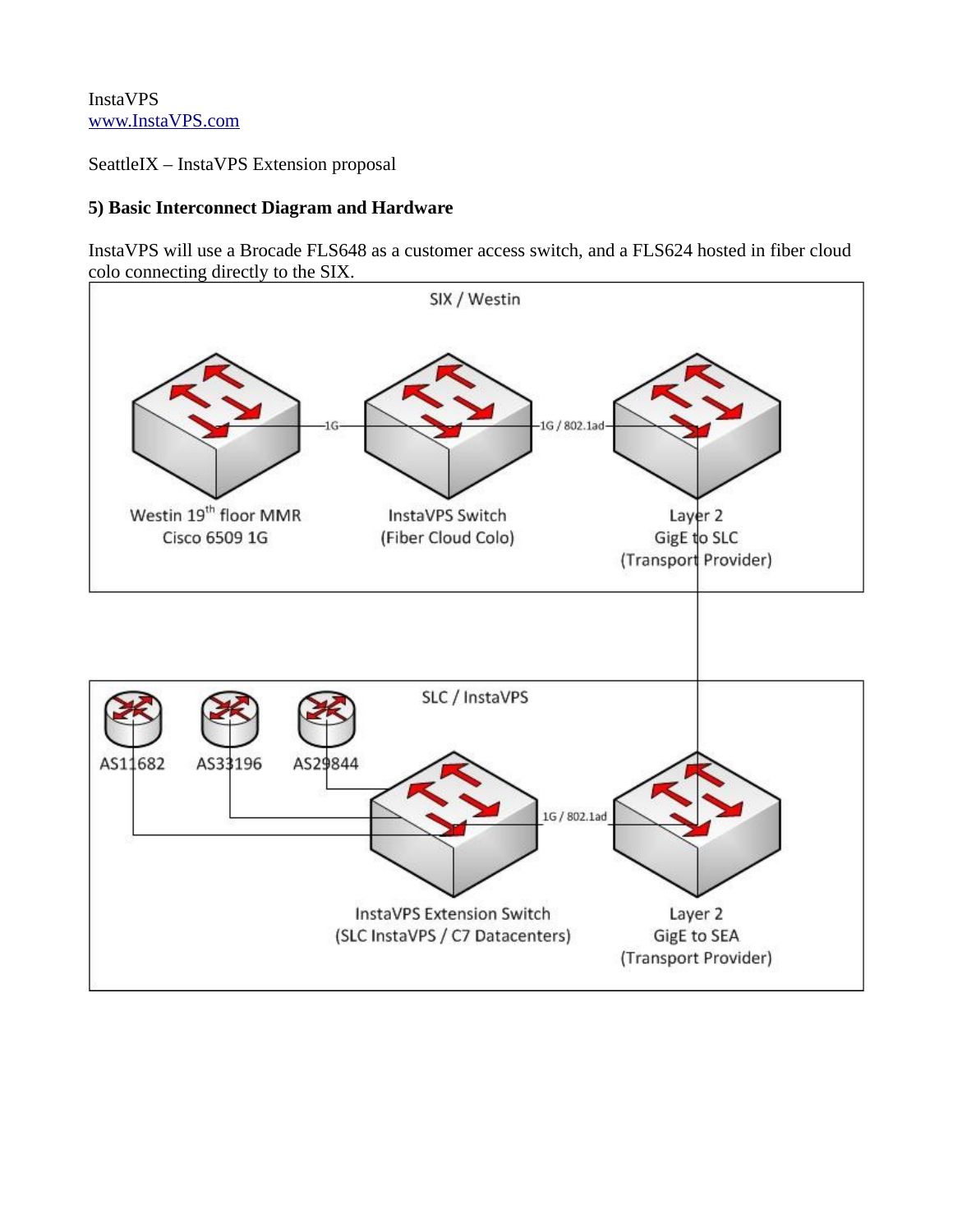InstaVPS
[www.InstaVPS.com](http://www.InstaVPS.com)

SeattleIX – InstaVPS Extension proposal

**5) Basic Interconnect Diagram and Hardware**

InstaVPS will use a Brocade FLS648 as a customer access switch, and a FLS624 hosted in fiber cloud colo connecting directly to the SIX.

SIX / Westin

Westin 19th floor MMR
Cisco 6509 1G

1G

InstaVPS Switch
(Fiber Cloud Colo)

1G / 802.1ad

Layer 2
GigE to SLC
(Transport Provider)

SLC / InstaVPS

AS11682

AS33196

AS29844

InstaVPS Extension Switch
(SLC InstaVPS / C7 Datacenters)

1G / 802.1ad

Layer 2
GigE to SEA
(Transport Provider)